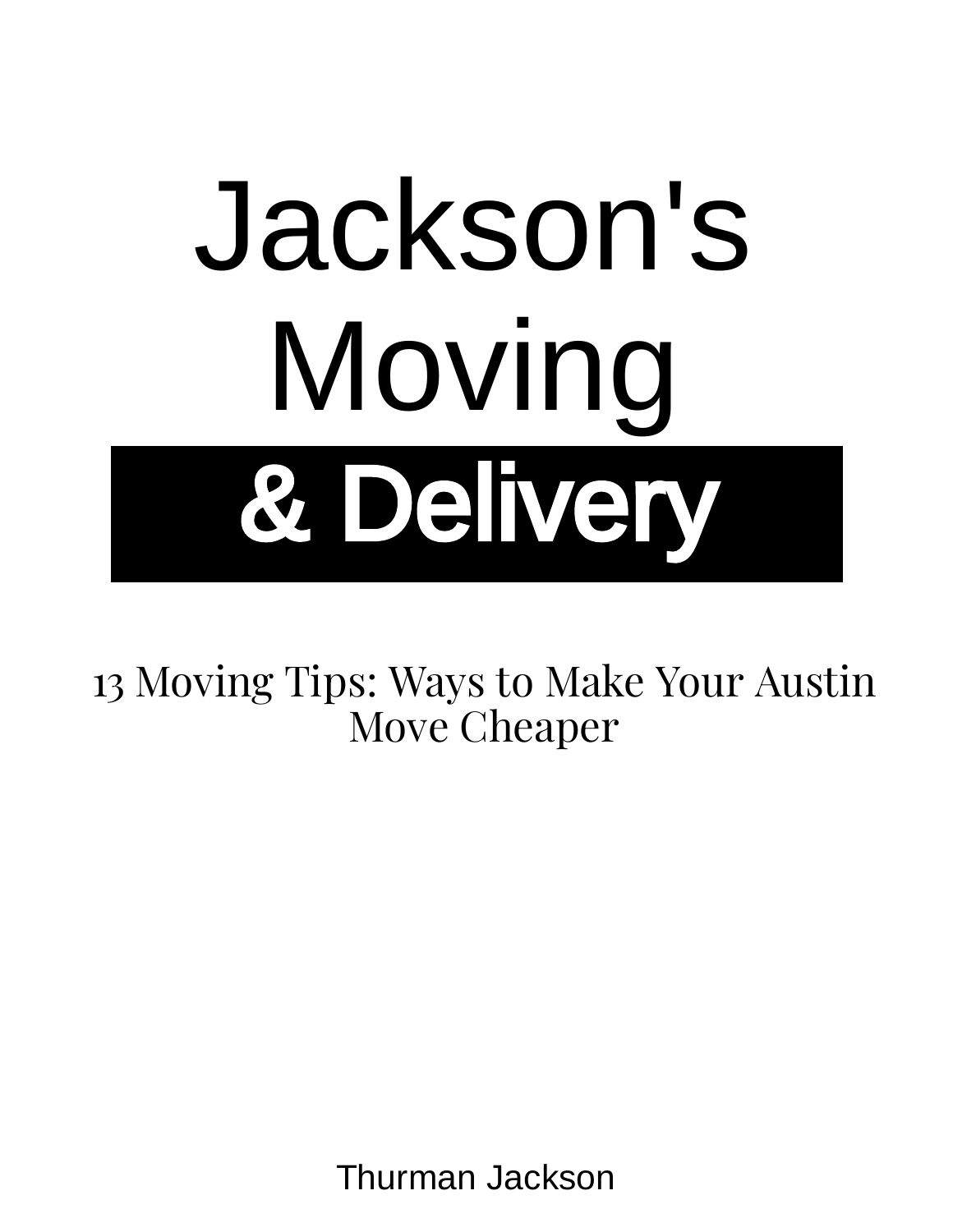# Jackson's Moving

# & Delivery

13 Moving Tips: Ways to Make Your Austin Move Cheaper

Thurman Jackson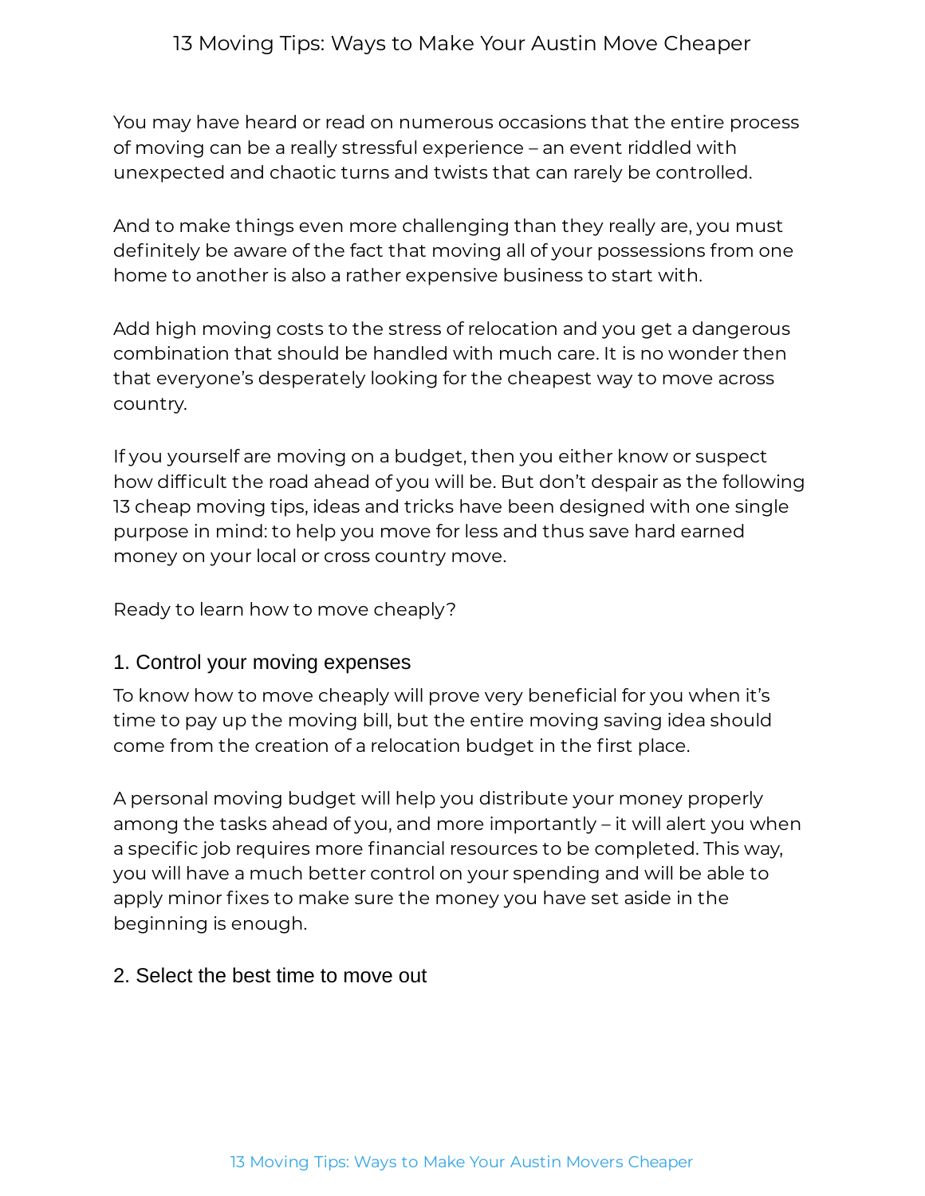You may have heard or read on numerous occasions that the entire process of moving can be a really stressful experience – an event riddled with unexpected and chaotic turns and twists that can rarely be controlled.

And to make things even more challenging than they really are, you must definitely be aware of the fact that moving all of your possessions from one home to another is also a rather expensive business to start with.

Add high moving costs to the stress of relocation and you get a dangerous combination that should be handled with much care. It is no wonder then that everyone's desperately looking for the cheapest way to move across country.

If you yourself are moving on a budget, then you either know or suspect how difficult the road ahead of you will be. But don't despair as the following 13 cheap moving tips, ideas and tricks have been designed with one single purpose in mind: to help you move for less and thus save hard earned money on your local or cross country move.

Ready to learn how to move cheaply?

## 1. Control your moving expenses

To know how to move cheaply will prove very beneficial for you when it's time to pay up the moving bill, but the entire moving saving idea should come from the creation of a relocation budget in the first place.

A personal moving budget will help you distribute your money properly among the tasks ahead of you, and more importantly – it will alert you when a specific job requires more financial resources to be completed. This way, you will have a much better control on your spending and will be able to apply minor fixes to make sure the money you have set aside in the beginning is enough.

## 2. Select the best time to move out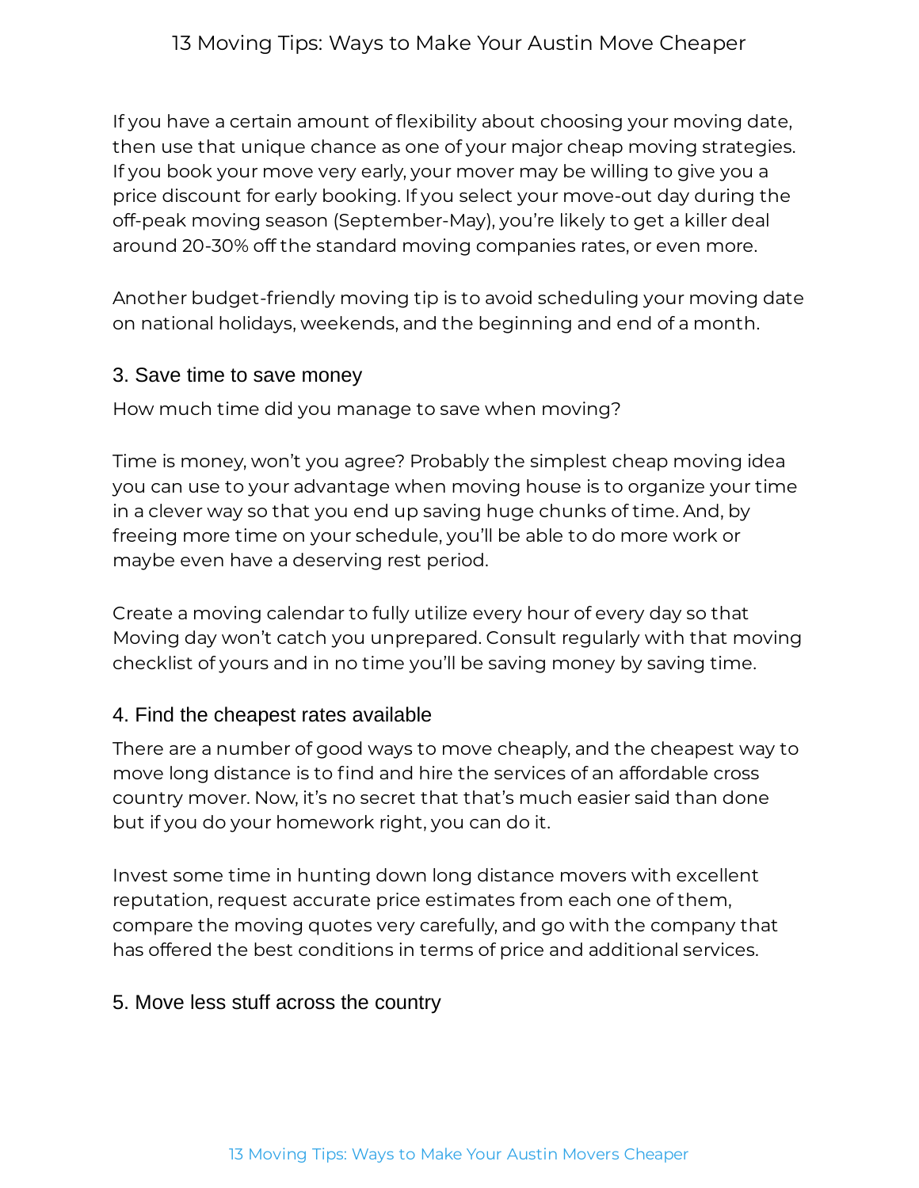If you have a certain amount of flexibility about choosing your moving date, then use that unique chance as one of your major cheap moving strategies. If you book your move very early, your mover may be willing to give you a price discount for early booking. If you select your move-out day during the off-peak moving season (September-May), you're likely to get a killer deal around 20-30% off the standard moving companies rates, or even more.

Another budget-friendly moving tip is to avoid scheduling your moving date on national holidays, weekends, and the beginning and end of a month.

### 3. Save time to save money

How much time did you manage to save when moving?

Time is money, won't you agree? Probably the simplest cheap moving idea you can use to your advantage when moving house is to organize your time in a clever way so that you end up saving huge chunks of time. And, by freeing more time on your schedule, you'll be able to do more work or maybe even have a deserving rest period.

Create a moving calendar to fully utilize every hour of every day so that Moving day won't catch you unprepared. Consult regularly with that moving checklist of yours and in no time you'll be saving money by saving time.

### 4. Find the cheapest rates available

There are a number of good ways to move cheaply, and the cheapest way to move long distance is to find and hire the services of an affordable cross country mover. Now, it's no secret that that's much easier said than done but if you do your homework right, you can do it.

Invest some time in hunting down long distance movers with excellent reputation, request accurate price estimates from each one of them, compare the moving quotes very carefully, and go with the company that has offered the best conditions in terms of price and additional services.

### 5. Move less stuff across the country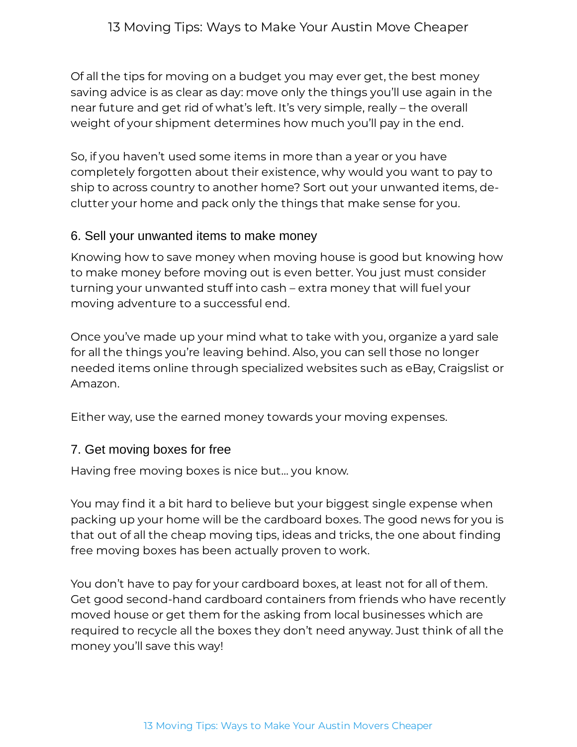Of all the tips for moving on a budget you may ever get, the best money saving advice is as clear as day: move only the things you'll use again in the near future and get rid of what's left. It's very simple, really – the overall weight of your shipment determines how much you'll pay in the end.

So, if you haven't used some items in more than a year or you have completely forgotten about their existence, why would you want to pay to ship to across country to another home? Sort out your unwanted items, de-clutter your home and pack only the things that make sense for you.

### 6. Sell your unwanted items to make money

Knowing how to save money when moving house is good but knowing how to make money before moving out is even better. You just must consider turning your unwanted stuff into cash – extra money that will fuel your moving adventure to a successful end.

Once you've made up your mind what to take with you, organize a yard sale for all the things you're leaving behind. Also, you can sell those no longer needed items online through specialized websites such as eBay, Craigslist or Amazon.

Either way, use the earned money towards your moving expenses.

### 7. Get moving boxes for free

Having free moving boxes is nice but… you know.

You may find it a bit hard to believe but your biggest single expense when packing up your home will be the cardboard boxes. The good news for you is that out of all the cheap moving tips, ideas and tricks, the one about finding free moving boxes has been actually proven to work.

You don't have to pay for your cardboard boxes, at least not for all of them. Get good second-hand cardboard containers from friends who have recently moved house or get them for the asking from local businesses which are required to recycle all the boxes they don't need anyway. Just think of all the money you'll save this way!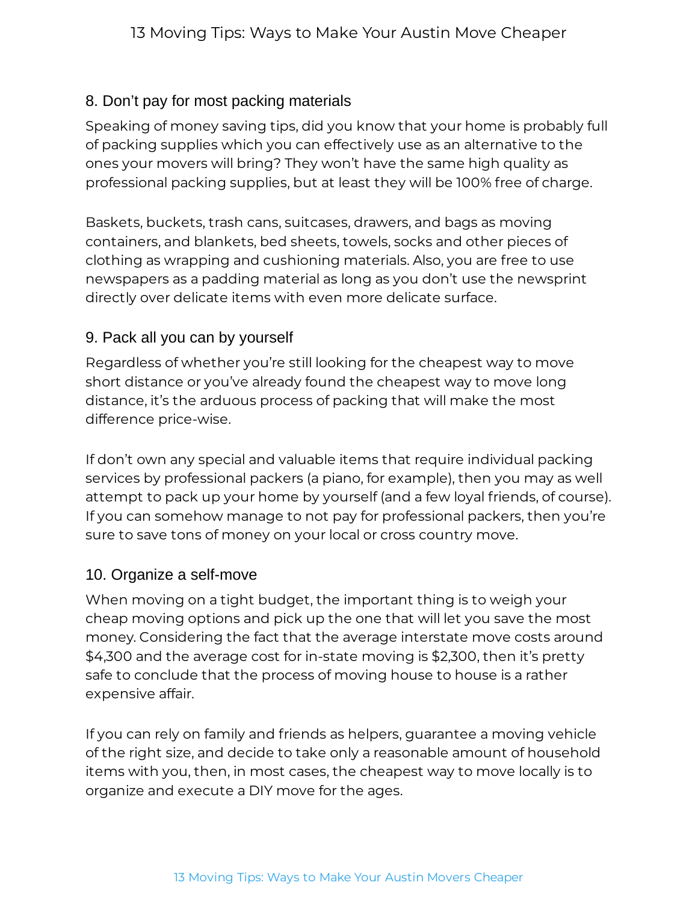## 8. Don't pay for most packing materials

Speaking of money saving tips, did you know that your home is probably full of packing supplies which you can effectively use as an alternative to the ones your movers will bring? They won't have the same high quality as professional packing supplies, but at least they will be 100% free of charge.

Baskets, buckets, trash cans, suitcases, drawers, and bags as moving containers, and blankets, bed sheets, towels, socks and other pieces of clothing as wrapping and cushioning materials. Also, you are free to use newspapers as a padding material as long as you don't use the newsprint directly over delicate items with even more delicate surface.

## 9. Pack all you can by yourself

Regardless of whether you're still looking for the cheapest way to move short distance or you've already found the cheapest way to move long distance, it's the arduous process of packing that will make the most difference price-wise.

If don't own any special and valuable items that require individual packing services by professional packers (a piano, for example), then you may as well attempt to pack up your home by yourself (and a few loyal friends, of course). If you can somehow manage to not pay for professional packers, then you're sure to save tons of money on your local or cross country move.

## 10. Organize a self-move

When moving on a tight budget, the important thing is to weigh your cheap moving options and pick up the one that will let you save the most money. Considering the fact that the average interstate move costs around $4,300 and the average cost for in-state moving is $2,300, then it's pretty safe to conclude that the process of moving house to house is a rather expensive affair.

If you can rely on family and friends as helpers, guarantee a moving vehicle of the right size, and decide to take only a reasonable amount of household items with you, then, in most cases, the cheapest way to move locally is to organize and execute a DIY move for the ages.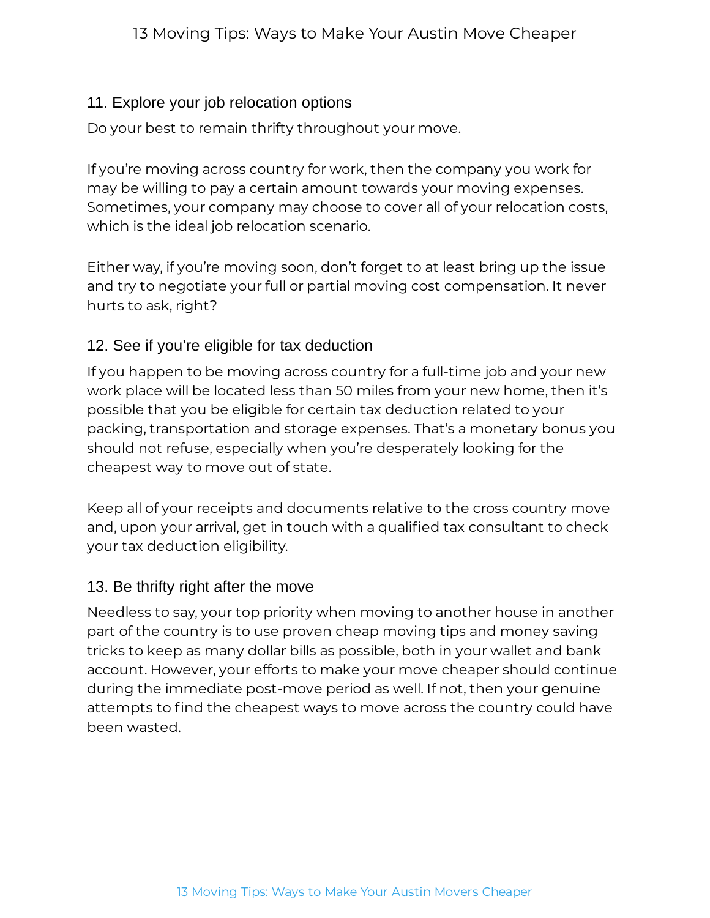## 11. Explore your job relocation options

Do your best to remain thrifty throughout your move.

If you're moving across country for work, then the company you work for may be willing to pay a certain amount towards your moving expenses. Sometimes, your company may choose to cover all of your relocation costs, which is the ideal job relocation scenario.

Either way, if you're moving soon, don't forget to at least bring up the issue and try to negotiate your full or partial moving cost compensation. It never hurts to ask, right?

## 12. See if you're eligible for tax deduction

If you happen to be moving across country for a full-time job and your new work place will be located less than 50 miles from your new home, then it's possible that you be eligible for certain tax deduction related to your packing, transportation and storage expenses. That's a monetary bonus you should not refuse, especially when you're desperately looking for the cheapest way to move out of state.

Keep all of your receipts and documents relative to the cross country move and, upon your arrival, get in touch with a qualified tax consultant to check your tax deduction eligibility.

## 13. Be thrifty right after the move

Needless to say, your top priority when moving to another house in another part of the country is to use proven cheap moving tips and money saving tricks to keep as many dollar bills as possible, both in your wallet and bank account. However, your efforts to make your move cheaper should continue during the immediate post-move period as well. If not, then your genuine attempts to find the cheapest ways to move across the country could have been wasted.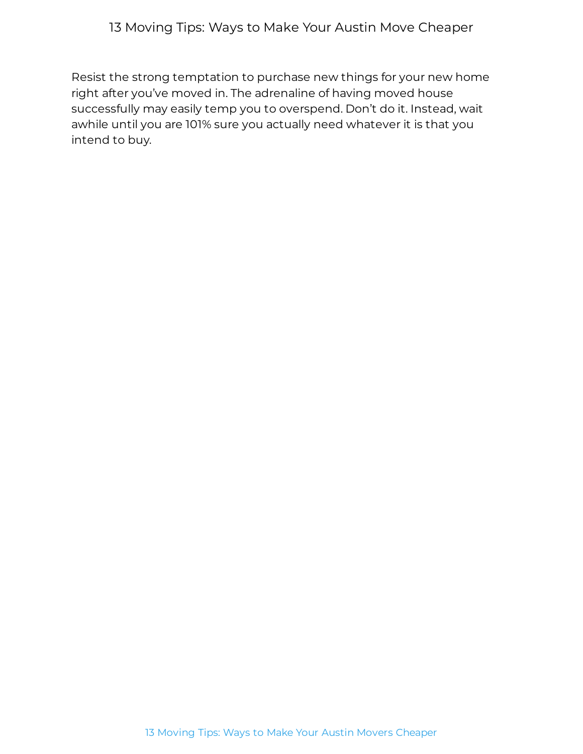Resist the strong temptation to purchase new things for your new home right after you've moved in. The adrenaline of having moved house successfully may easily temp you to overspend. Don't do it. Instead, wait awhile until you are 101% sure you actually need whatever it is that you intend to buy.